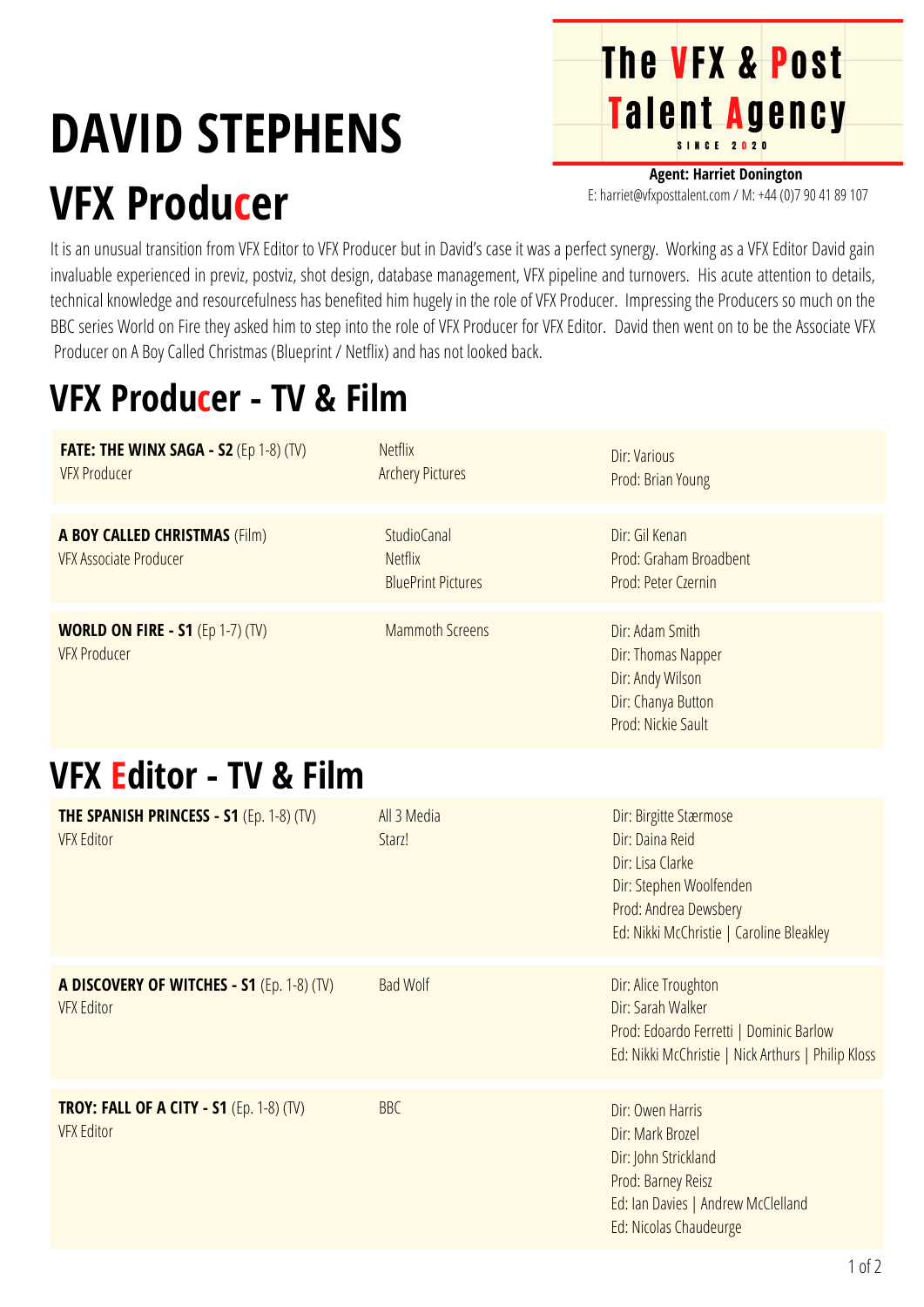# DAVID STEPHENS

## VFX Producer

**The VFX & Post Talent Agency**
SINCE 2020

**Agent: Harriet Donington**
E: harriet@vfxposttalent.com / M: +44 (0)7 90 41 89 107

It is an unusual transition from VFX Editor to VFX Producer but in David's case it was a perfect synergy. Working as a VFX Editor David gain invaluable experienced in previz, postviz, shot design, database management, VFX pipeline and turnovers. His acute attention to details, technical knowledge and resourcefulness has benefited him hugely in the role of VFX Producer. Impressing the Producers so much on the BBC series World on Fire they asked him to step into the role of VFX Producer for VFX Editor. David then went on to be the Associate VFX Producer on A Boy Called Christmas (Blueprint / Netflix) and has not looked back.

## VFX Producer - TV & Film

| | | |
|---|---|---|
| **FATE: THE WINX SAGA - S2** (Ep 1-8) (TV)<br>VFX Producer | Netflix<br>Archery Pictures | Dir: Various<br>Prod: Brian Young |
| **A BOY CALLED CHRISTMAS** (Film)<br>VFX Associate Producer | StudioCanal<br>Netflix<br>BluePrint Pictures | Dir: Gil Kenan<br>Prod: Graham Broadbent<br>Prod: Peter Czernin |
| **WORLD ON FIRE - S1** (Ep 1-7) (TV)<br>VFX Producer | Mammoth Screens | Dir: Adam Smith<br>Dir: Thomas Napper<br>Dir: Andy Wilson<br>Dir: Chanya Button<br>Prod: Nickie Sault |

## VFX Editor - TV & Film

| | | |
|---|---|---|
| **THE SPANISH PRINCESS - S1** (Ep. 1-8) (TV)<br>VFX Editor | All 3 Media<br>Starz! | Dir: Birgitte Stærmose<br>Dir: Daina Reid<br>Dir: Lisa Clarke<br>Dir: Stephen Woolfenden<br>Prod: Andrea Dewsbery<br>Ed: Nikki McChristie \| Caroline Bleakley |
| **A DISCOVERY OF WITCHES - S1** (Ep. 1-8) (TV)<br>VFX Editor | Bad Wolf | Dir: Alice Troughton<br>Dir: Sarah Walker<br>Prod: Edoardo Ferretti \| Dominic Barlow<br>Ed: Nikki McChristie \| Nick Arthurs \| Philip Kloss |
| **TROY: FALL OF A CITY - S1** (Ep. 1-8) (TV)<br>VFX Editor | BBC | Dir: Owen Harris<br>Dir: Mark Brozel<br>Dir: John Strickland<br>Prod: Barney Reisz<br>Ed: Ian Davies \| Andrew McClelland<br>Ed: Nicolas Chaudeurge |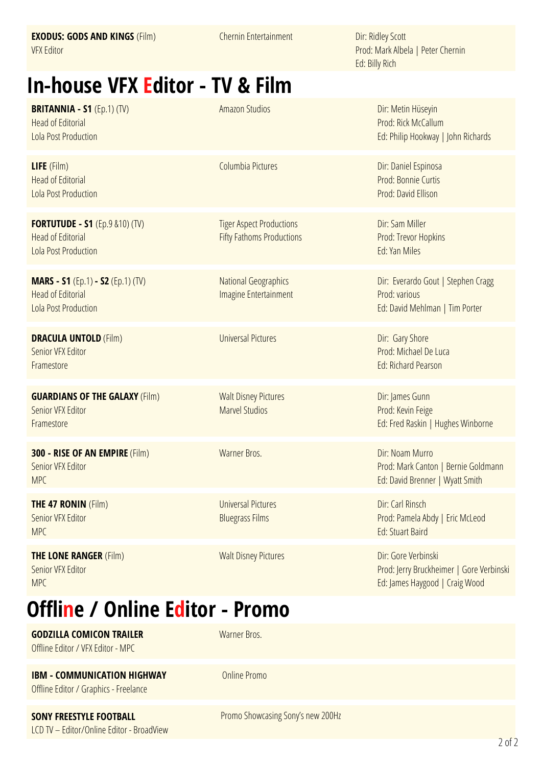**EXODUS: GODS AND KINGS** (Film)
VFX Editor

Chernin Entertainment

Dir: Ridley Scott
Prod: Mark Albela | Peter Chernin
Ed: Billy Rich

# In-house VFX Editor - TV & Film

**BRITANNIA - S1** (Ep.1) (TV)
Head of Editorial
Lola Post Production

Amazon Studios

Dir: Metin Hüseyin
Prod: Rick McCallum
Ed: Philip Hookway | John Richards

**LIFE** (Film)
Head of Editorial
Lola Post Production

Columbia Pictures

Dir: Daniel Espinosa
Prod: Bonnie Curtis
Prod: David Ellison

**FORTUTUDE - S1** (Ep.9 &10) (TV)
Head of Editorial
Lola Post Production

Tiger Aspect Productions
Fifty Fathoms Productions

Dir: Sam Miller
Prod: Trevor Hopkins
Ed: Yan Miles

**MARS - S1** (Ep.1) **- S2** (Ep.1) (TV)
Head of Editorial
Lola Post Production

National Geographics
Imagine Entertainment

Dir: Everardo Gout | Stephen Cragg
Prod: various
Ed: David Mehlman | Tim Porter

**DRACULA UNTOLD** (Film)
Senior VFX Editor
Framestore

Universal Pictures

Dir: Gary Shore
Prod: Michael De Luca
Ed: Richard Pearson

**GUARDIANS OF THE GALAXY** (Film)
Senior VFX Editor
Framestore

Walt Disney Pictures
Marvel Studios

Dir: James Gunn
Prod: Kevin Feige
Ed: Fred Raskin | Hughes Winborne

**300 - RISE OF AN EMPIRE** (Film)
Senior VFX Editor
MPC

Warner Bros.

Dir: Noam Murro
Prod: Mark Canton | Bernie Goldmann
Ed: David Brenner | Wyatt Smith

**THE 47 RONIN** (Film)
Senior VFX Editor
MPC

Universal Pictures
Bluegrass Films

Dir: Carl Rinsch
Prod: Pamela Abdy | Eric McLeod
Ed: Stuart Baird

**THE LONE RANGER** (Film)
Senior VFX Editor
MPC

Walt Disney Pictures

Dir: Gore Verbinski
Prod: Jerry Bruckheimer | Gore Verbinski
Ed: James Haygood | Craig Wood

# Offline / Online Editor - Promo

**GODZILLA COMICON TRAILER**
Offline Editor / VFX Editor - MPC

Warner Bros.

**IBM - COMMUNICATION HIGHWAY**
Offline Editor / Graphics - Freelance

Online Promo

**SONY FREESTYLE FOOTBALL**
LCD TV – Editor/Online Editor - BroadView

Promo Showcasing Sony's new 200Hz